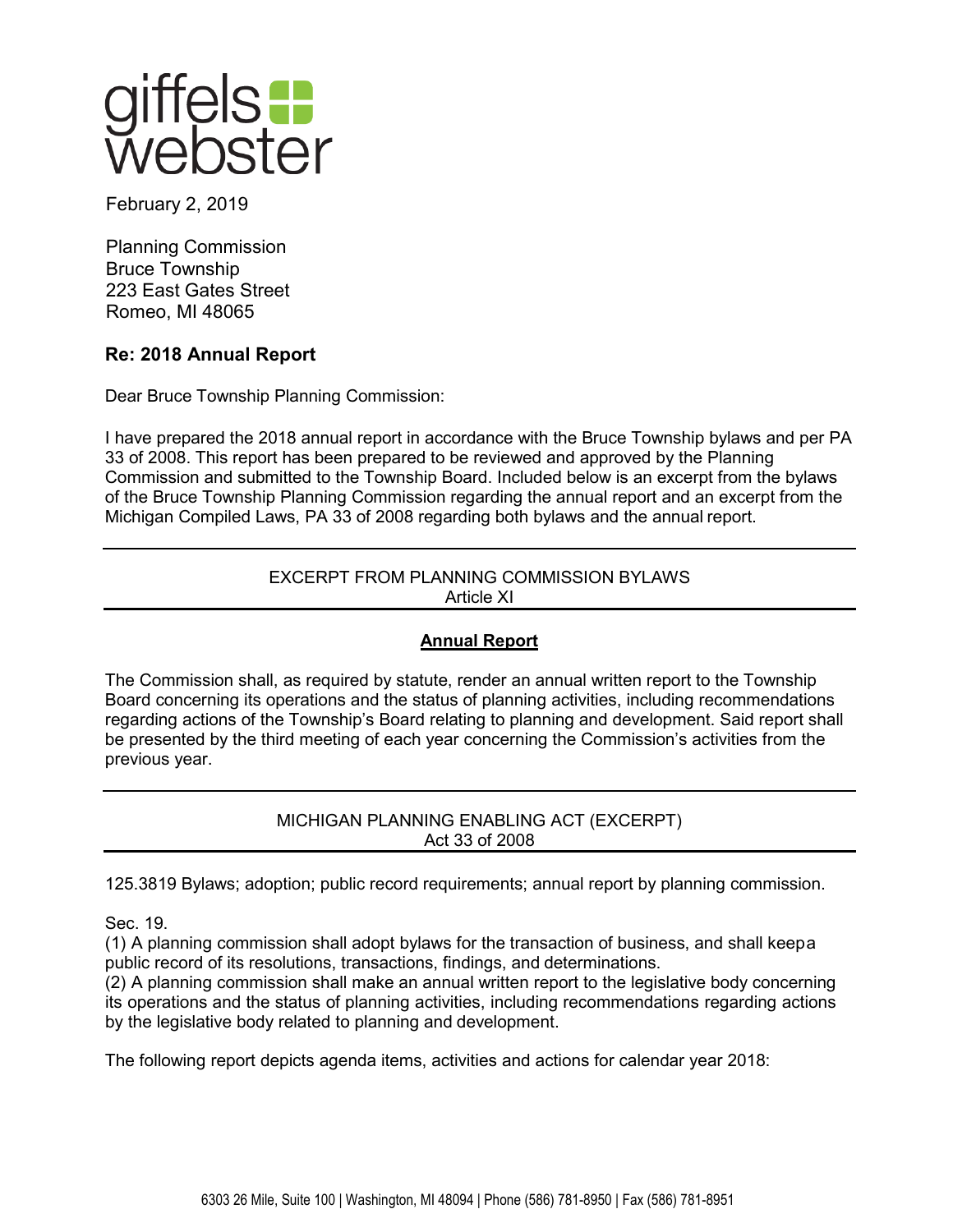giffels webster

February 2, 2019

Planning Commission
Bruce Township
223 East Gates Street
Romeo, MI 48065

**Re: 2018 Annual Report**

Dear Bruce Township Planning Commission:

I have prepared the 2018 annual report in accordance with the Bruce Township bylaws and per PA 33 of 2008. This report has been prepared to be reviewed and approved by the Planning Commission and submitted to the Township Board. Included below is an excerpt from the bylaws of the Bruce Township Planning Commission regarding the annual report and an excerpt from the Michigan Compiled Laws, PA 33 of 2008 regarding both bylaws and the annual report.

---

EXCERPT FROM PLANNING COMMISSION BYLAWS
Article XI

---

**Annual Report**

The Commission shall, as required by statute, render an annual written report to the Township Board concerning its operations and the status of planning activities, including recommendations regarding actions of the Township's Board relating to planning and development. Said report shall be presented by the third meeting of each year concerning the Commission's activities from the previous year.

---

MICHIGAN PLANNING ENABLING ACT (EXCERPT)
Act 33 of 2008

---

125.3819 Bylaws; adoption; public record requirements; annual report by planning commission.

Sec. 19.
(1) A planning commission shall adopt bylaws for the transaction of business, and shall keep a public record of its resolutions, transactions, findings, and determinations.
(2) A planning commission shall make an annual written report to the legislative body concerning its operations and the status of planning activities, including recommendations regarding actions by the legislative body related to planning and development.

The following report depicts agenda items, activities and actions for calendar year 2018: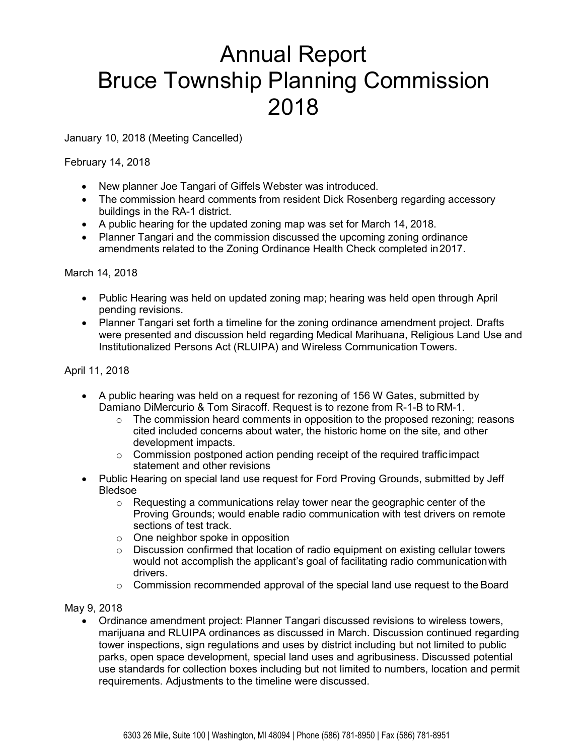# Annual Report
# Bruce Township Planning Commission
# 2018

January 10, 2018 (Meeting Cancelled)

February 14, 2018

- New planner Joe Tangari of Giffels Webster was introduced.
- The commission heard comments from resident Dick Rosenberg regarding accessory buildings in the RA-1 district.
- A public hearing for the updated zoning map was set for March 14, 2018.
- Planner Tangari and the commission discussed the upcoming zoning ordinance amendments related to the Zoning Ordinance Health Check completed in 2017.

March 14, 2018

- Public Hearing was held on updated zoning map; hearing was held open through April pending revisions.
- Planner Tangari set forth a timeline for the zoning ordinance amendment project. Drafts were presented and discussion held regarding Medical Marihuana, Religious Land Use and Institutionalized Persons Act (RLUIPA) and Wireless Communication Towers.

April 11, 2018

- A public hearing was held on a request for rezoning of 156 W Gates, submitted by Damiano DiMercurio & Tom Siracoff. Request is to rezone from R-1-B to RM-1.
  - The commission heard comments in opposition to the proposed rezoning; reasons cited included concerns about water, the historic home on the site, and other development impacts.
  - Commission postponed action pending receipt of the required traffic impact statement and other revisions
- Public Hearing on special land use request for Ford Proving Grounds, submitted by Jeff Bledsoe
  - Requesting a communications relay tower near the geographic center of the Proving Grounds; would enable radio communication with test drivers on remote sections of test track.
  - One neighbor spoke in opposition
  - Discussion confirmed that location of radio equipment on existing cellular towers would not accomplish the applicant's goal of facilitating radio communication with drivers.
  - Commission recommended approval of the special land use request to the Board

May 9, 2018

- Ordinance amendment project: Planner Tangari discussed revisions to wireless towers, marijuana and RLUIPA ordinances as discussed in March. Discussion continued regarding tower inspections, sign regulations and uses by district including but not limited to public parks, open space development, special land uses and agribusiness. Discussed potential use standards for collection boxes including but not limited to numbers, location and permit requirements. Adjustments to the timeline were discussed.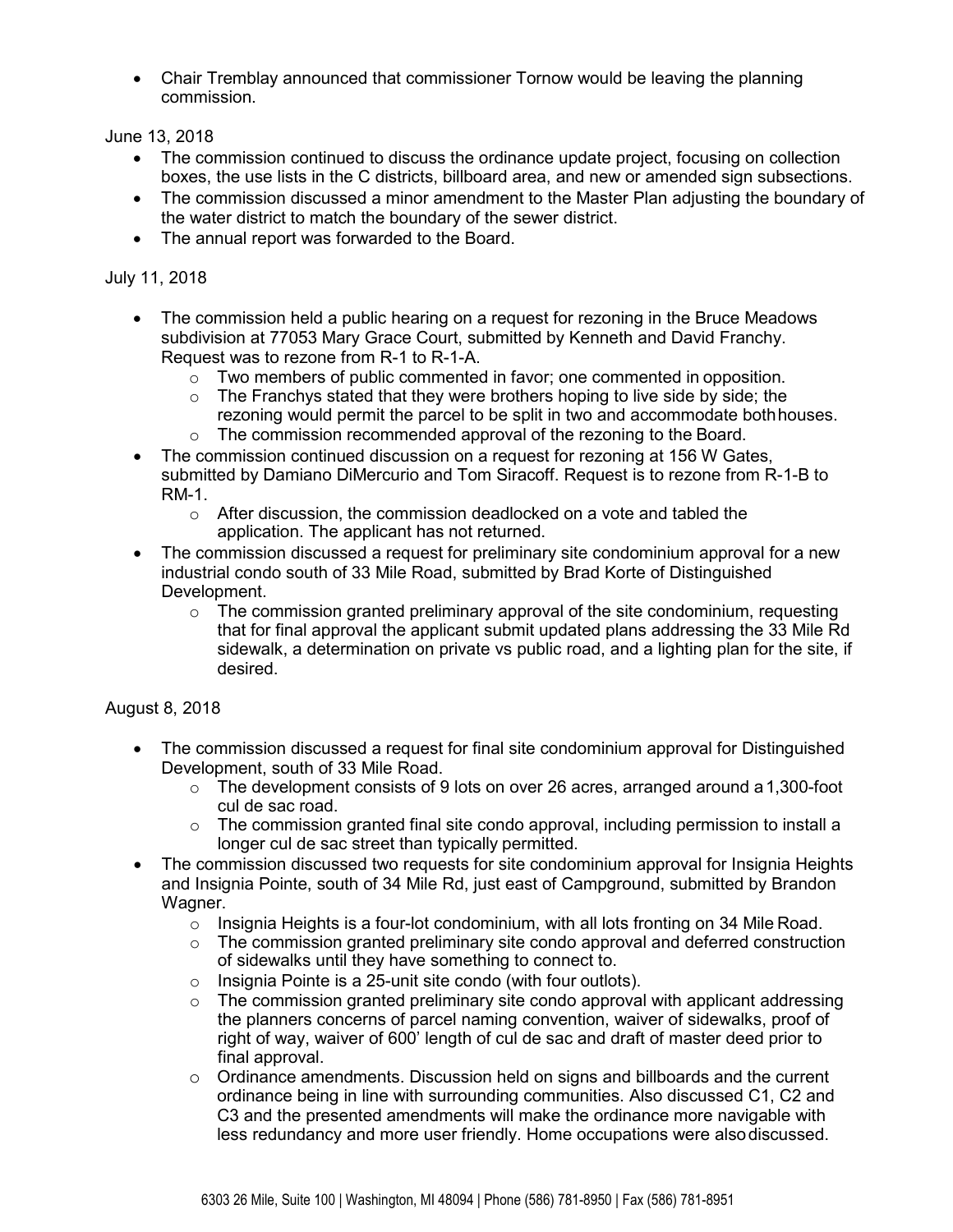- Chair Tremblay announced that commissioner Tornow would be leaving the planning commission.

June 13, 2018

- The commission continued to discuss the ordinance update project, focusing on collection boxes, the use lists in the C districts, billboard area, and new or amended sign subsections.
- The commission discussed a minor amendment to the Master Plan adjusting the boundary of the water district to match the boundary of the sewer district.
- The annual report was forwarded to the Board.

July 11, 2018

- The commission held a public hearing on a request for rezoning in the Bruce Meadows subdivision at 77053 Mary Grace Court, submitted by Kenneth and David Franchy. Request was to rezone from R-1 to R-1-A.
  - Two members of public commented in favor; one commented in opposition.
  - The Franchys stated that they were brothers hoping to live side by side; the rezoning would permit the parcel to be split in two and accommodate both houses.
  - The commission recommended approval of the rezoning to the Board.
- The commission continued discussion on a request for rezoning at 156 W Gates, submitted by Damiano DiMercurio and Tom Siracoff. Request is to rezone from R-1-B to RM-1.
  - After discussion, the commission deadlocked on a vote and tabled the application. The applicant has not returned.
- The commission discussed a request for preliminary site condominium approval for a new industrial condo south of 33 Mile Road, submitted by Brad Korte of Distinguished Development.
  - The commission granted preliminary approval of the site condominium, requesting that for final approval the applicant submit updated plans addressing the 33 Mile Rd sidewalk, a determination on private vs public road, and a lighting plan for the site, if desired.

August 8, 2018

- The commission discussed a request for final site condominium approval for Distinguished Development, south of 33 Mile Road.
  - The development consists of 9 lots on over 26 acres, arranged around a 1,300-foot cul de sac road.
  - The commission granted final site condo approval, including permission to install a longer cul de sac street than typically permitted.
- The commission discussed two requests for site condominium approval for Insignia Heights and Insignia Pointe, south of 34 Mile Rd, just east of Campground, submitted by Brandon Wagner.
  - Insignia Heights is a four-lot condominium, with all lots fronting on 34 Mile Road.
  - The commission granted preliminary site condo approval and deferred construction of sidewalks until they have something to connect to.
  - Insignia Pointe is a 25-unit site condo (with four outlots).
  - The commission granted preliminary site condo approval with applicant addressing the planners concerns of parcel naming convention, waiver of sidewalks, proof of right of way, waiver of 600' length of cul de sac and draft of master deed prior to final approval.
  - Ordinance amendments. Discussion held on signs and billboards and the current ordinance being in line with surrounding communities. Also discussed C1, C2 and C3 and the presented amendments will make the ordinance more navigable with less redundancy and more user friendly. Home occupations were also discussed.

6303 26 Mile, Suite 100 | Washington, MI 48094 | Phone (586) 781-8950 | Fax (586) 781-8951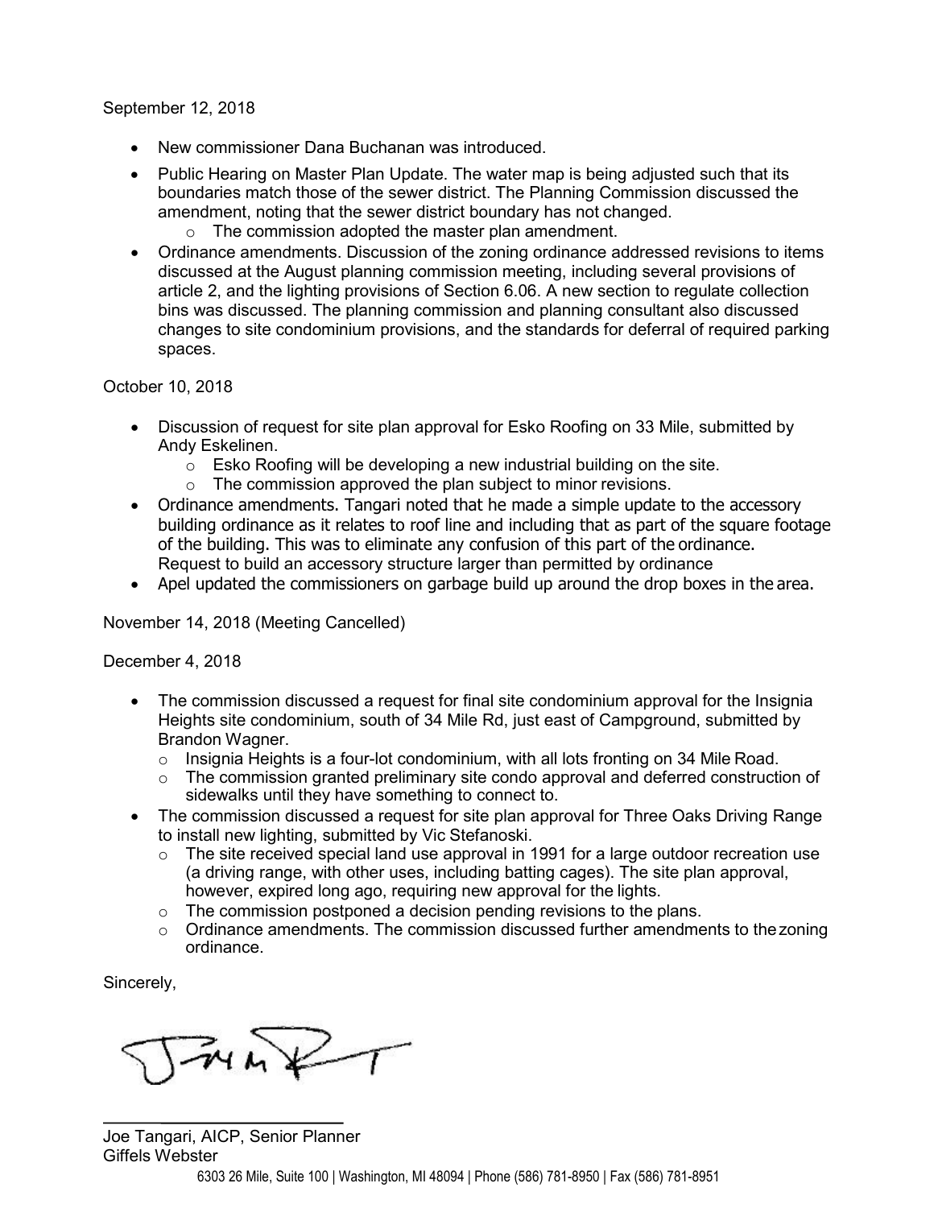September 12, 2018

- New commissioner Dana Buchanan was introduced.
- Public Hearing on Master Plan Update. The water map is being adjusted such that its boundaries match those of the sewer district. The Planning Commission discussed the amendment, noting that the sewer district boundary has not changed.
  - The commission adopted the master plan amendment.
- Ordinance amendments. Discussion of the zoning ordinance addressed revisions to items discussed at the August planning commission meeting, including several provisions of article 2, and the lighting provisions of Section 6.06. A new section to regulate collection bins was discussed. The planning commission and planning consultant also discussed changes to site condominium provisions, and the standards for deferral of required parking spaces.

October 10, 2018

- Discussion of request for site plan approval for Esko Roofing on 33 Mile, submitted by Andy Eskelinen.
  - Esko Roofing will be developing a new industrial building on the site.
  - The commission approved the plan subject to minor revisions.
- Ordinance amendments. Tangari noted that he made a simple update to the accessory building ordinance as it relates to roof line and including that as part of the square footage of the building. This was to eliminate any confusion of this part of the ordinance. Request to build an accessory structure larger than permitted by ordinance
- Apel updated the commissioners on garbage build up around the drop boxes in the area.

November 14, 2018 (Meeting Cancelled)

December 4, 2018

- The commission discussed a request for final site condominium approval for the Insignia Heights site condominium, south of 34 Mile Rd, just east of Campground, submitted by Brandon Wagner.
  - Insignia Heights is a four-lot condominium, with all lots fronting on 34 Mile Road.
  - The commission granted preliminary site condo approval and deferred construction of sidewalks until they have something to connect to.
- The commission discussed a request for site plan approval for Three Oaks Driving Range to install new lighting, submitted by Vic Stefanoski.
  - The site received special land use approval in 1991 for a large outdoor recreation use (a driving range, with other uses, including batting cages). The site plan approval, however, expired long ago, requiring new approval for the lights.
  - The commission postponed a decision pending revisions to the plans.
  - Ordinance amendments. The commission discussed further amendments to the zoning ordinance.

Sincerely,

Joe Tangari, AICP, Senior Planner
Giffels Webster

6303 26 Mile, Suite 100 | Washington, MI 48094 | Phone (586) 781-8950 | Fax (586) 781-8951